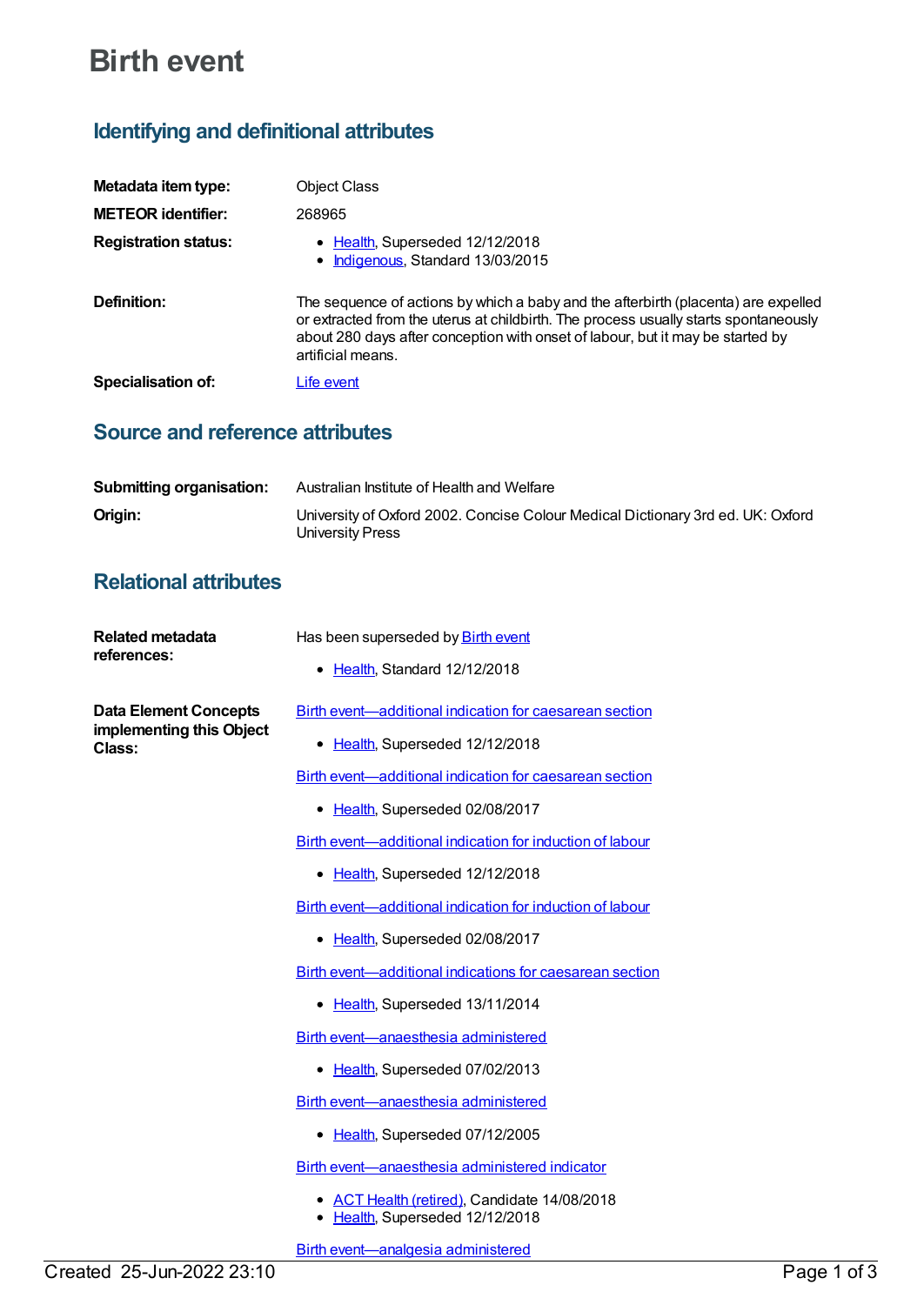# Birth event

## Identifying and definitional attributes

**Metadata item type:** Object Class

**METEOR identifier:** 268965

**Registration status:**
- Health, Superseded 12/12/2018
- Indigenous, Standard 13/03/2015

**Definition:** The sequence of actions by which a baby and the afterbirth (placenta) are expelled or extracted from the uterus at childbirth. The process usually starts spontaneously about 280 days after conception with onset of labour, but it may be started by artificial means.

**Specialisation of:** Life event

## Source and reference attributes

**Submitting organisation:** Australian Institute of Health and Welfare

**Origin:** University of Oxford 2002. Concise Colour Medical Dictionary 3rd ed. UK: Oxford University Press

## Relational attributes

**Related metadata references:**

Has been superseded by Birth event
- Health, Standard 12/12/2018

**Data Element Concepts implementing this Object Class:**

Birth event—additional indication for caesarean section
- Health, Superseded 12/12/2018

Birth event—additional indication for caesarean section
- Health, Superseded 02/08/2017

Birth event—additional indication for induction of labour
- Health, Superseded 12/12/2018

Birth event—additional indication for induction of labour
- Health, Superseded 02/08/2017

Birth event—additional indications for caesarean section
- Health, Superseded 13/11/2014

Birth event—anaesthesia administered
- Health, Superseded 07/02/2013

Birth event—anaesthesia administered
- Health, Superseded 07/12/2005

Birth event—anaesthesia administered indicator
- ACT Health (retired), Candidate 14/08/2018
- Health, Superseded 12/12/2018

Birth event—analgesia administered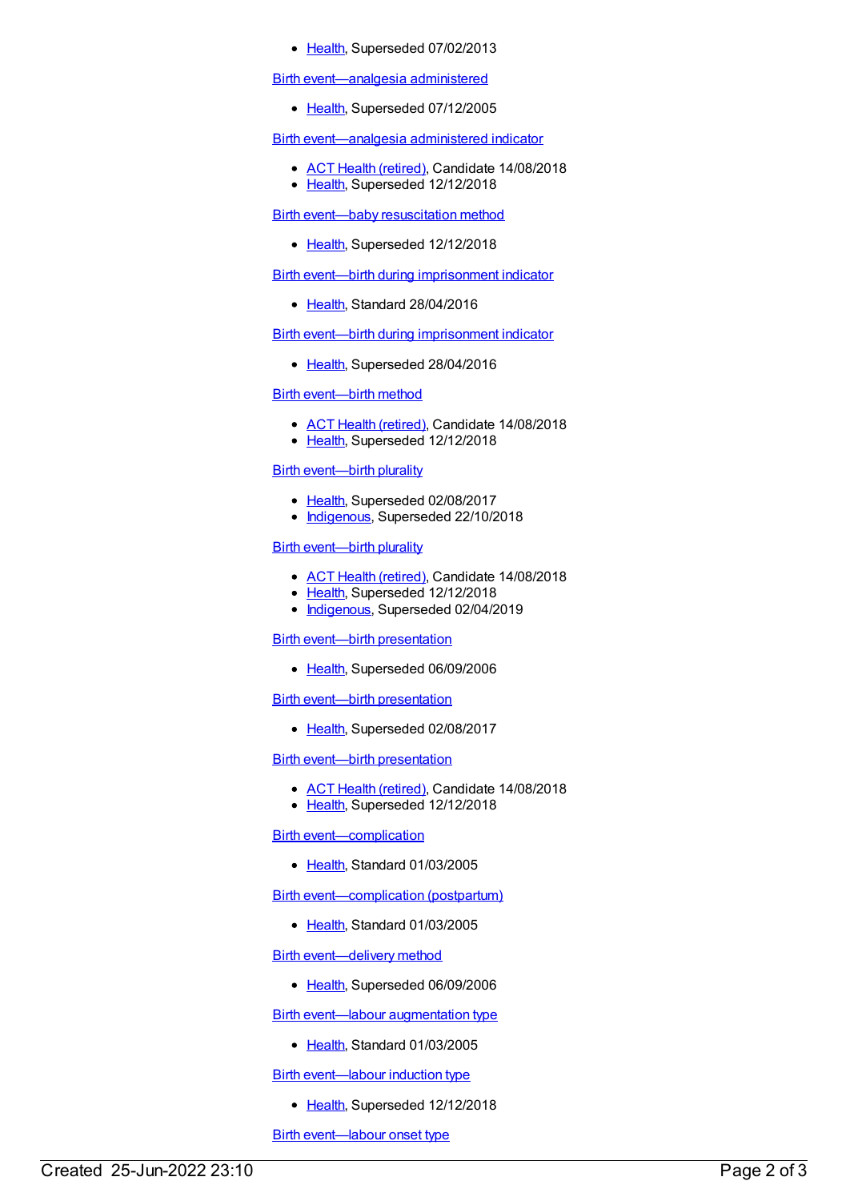- Health, Superseded 07/02/2013

Birth event—analgesia administered

- Health, Superseded 07/12/2005

Birth event—analgesia administered indicator

- ACT Health (retired), Candidate 14/08/2018
- Health, Superseded 12/12/2018

Birth event—baby resuscitation method

- Health, Superseded 12/12/2018

Birth event—birth during imprisonment indicator

- Health, Standard 28/04/2016

Birth event—birth during imprisonment indicator

- Health, Superseded 28/04/2016

Birth event—birth method

- ACT Health (retired), Candidate 14/08/2018
- Health, Superseded 12/12/2018

Birth event—birth plurality

- Health, Superseded 02/08/2017
- Indigenous, Superseded 22/10/2018

Birth event—birth plurality

- ACT Health (retired), Candidate 14/08/2018
- Health, Superseded 12/12/2018
- Indigenous, Superseded 02/04/2019

Birth event—birth presentation

- Health, Superseded 06/09/2006

Birth event—birth presentation

- Health, Superseded 02/08/2017

Birth event—birth presentation

- ACT Health (retired), Candidate 14/08/2018
- Health, Superseded 12/12/2018

Birth event—complication

- Health, Standard 01/03/2005

Birth event—complication (postpartum)

- Health, Standard 01/03/2005

Birth event—delivery method

- Health, Superseded 06/09/2006

Birth event—labour augmentation type

- Health, Standard 01/03/2005

Birth event—labour induction type

- Health, Superseded 12/12/2018

Birth event—labour onset type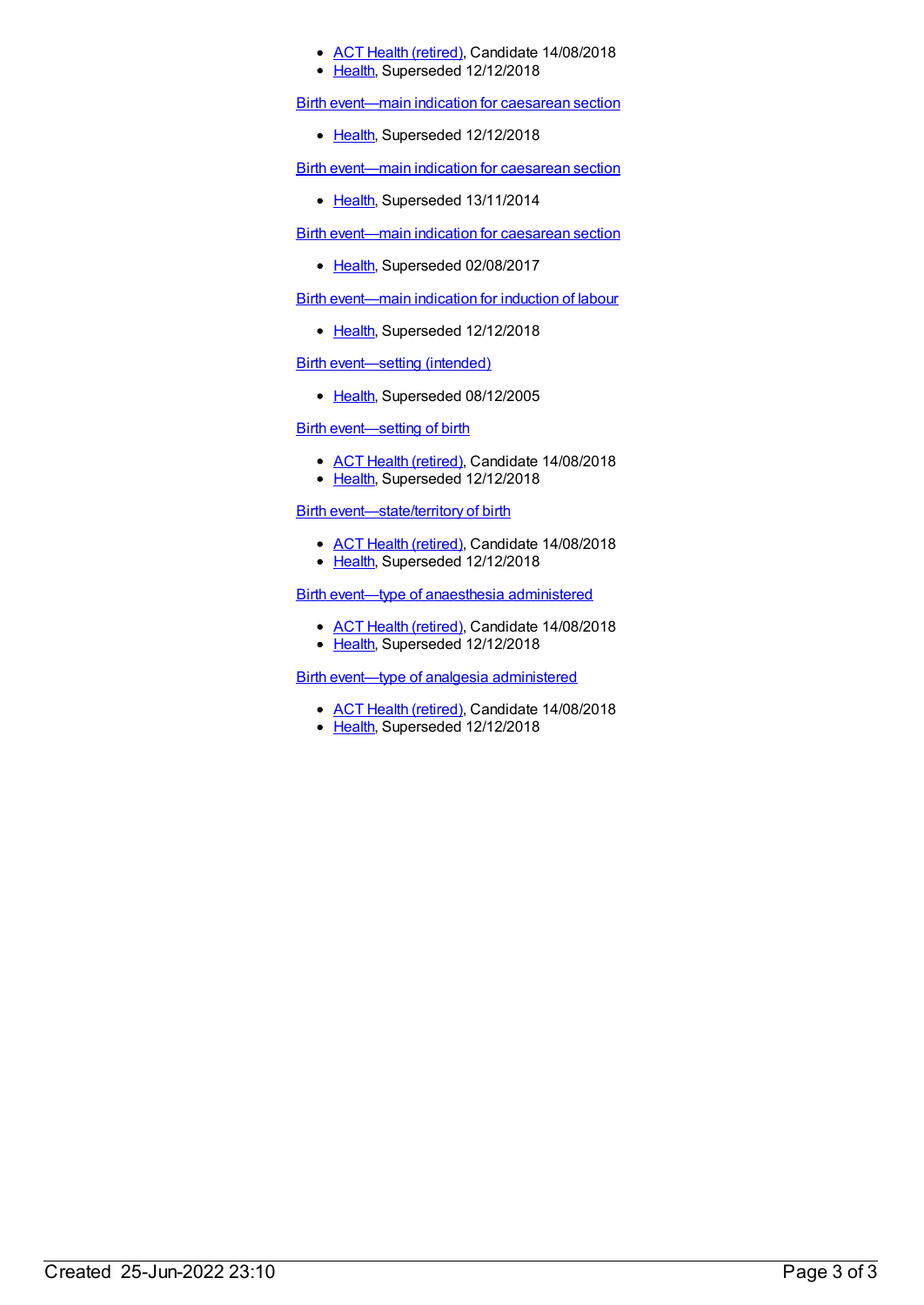- ACT Health (retired), Candidate 14/08/2018
- Health, Superseded 12/12/2018

Birth event—main indication for caesarean section

- Health, Superseded 12/12/2018

Birth event—main indication for caesarean section

- Health, Superseded 13/11/2014

Birth event—main indication for caesarean section

- Health, Superseded 02/08/2017

Birth event—main indication for induction of labour

- Health, Superseded 12/12/2018

Birth event—setting (intended)

- Health, Superseded 08/12/2005

Birth event—setting of birth

- ACT Health (retired), Candidate 14/08/2018
- Health, Superseded 12/12/2018

Birth event—state/territory of birth

- ACT Health (retired), Candidate 14/08/2018
- Health, Superseded 12/12/2018

Birth event—type of anaesthesia administered

- ACT Health (retired), Candidate 14/08/2018
- Health, Superseded 12/12/2018

Birth event—type of analgesia administered

- ACT Health (retired), Candidate 14/08/2018
- Health, Superseded 12/12/2018